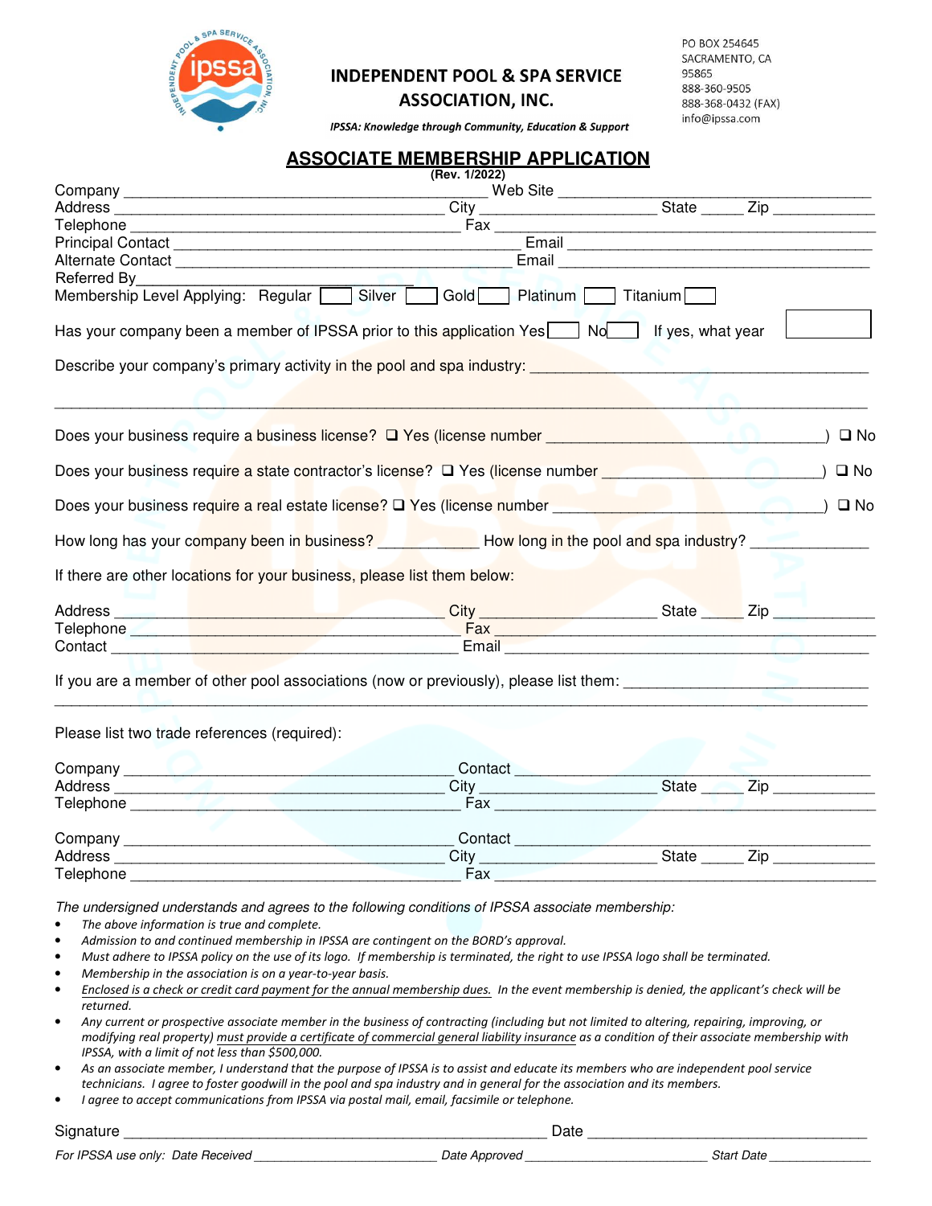**INDEPENDENT POOL & SPA SERVICE ASSOCIATION, INC.**

*IPSSA: Knowledge through Community, Education & Support*

PO BOX 254645
SACRAMENTO, CA
95865
888-360-9505
888-368-0432 (FAX)
info@ipssa.com

# ASSOCIATE MEMBERSHIP APPLICATION

**(Rev. 1/2022)**

Company _______________________________________ Web Site _______________________________
Address ____________________________________ City __________________ State _____ Zip __________
Telephone ___________________________________ Fax ____________________________________
Principal Contact ______________________________ Email __________________________________
Alternate Contact ______________________________ Email __________________________________
Referred By_______________________________
Membership Level Applying: Regular ☐ Silver ☐ Gold ☐ Platinum ☐ Titanium ☐

Has your company been a member of IPSSA prior to this application Yes ☐ No ☐ If yes, what year ☐

Describe your company's primary activity in the pool and spa industry: _______________________________

_______________________________________________________________________________

Does your business require a business license? ❑ Yes (license number ___________________________) ❑ No

Does your business require a state contractor's license? ❑ Yes (license number ___________________) ❑ No

Does your business require a real estate license? ❑ Yes (license number _________________________) ❑ No

How long has your company been in business? ___________ How long in the pool and spa industry? ___________

If there are other locations for your business, please list them below:

Address ____________________________________ City __________________ State _____ Zip __________
Telephone ___________________________________ Fax ____________________________________
Contact _____________________________________ Email __________________________________

If you are a member of other pool associations (now or previously), please list them: _______________________

_______________________________________________________________________________

Please list two trade references (required):

Company ____________________________________ Contact _________________________________
Address ____________________________________ City __________________ State _____ Zip __________
Telephone ___________________________________ Fax ____________________________________

Company ____________________________________ Contact _________________________________
Address ____________________________________ City __________________ State _____ Zip __________
Telephone ___________________________________ Fax ____________________________________

*The undersigned understands and agrees to the following conditions of IPSSA associate membership:*

- *The above information is true and complete.*
- *Admission to and continued membership in IPSSA are contingent on the BORD's approval.*
- *Must adhere to IPSSA policy on the use of its logo. If membership is terminated, the right to use IPSSA logo shall be terminated.*
- *Membership in the association is on a year-to-year basis.*
- *Enclosed is a check or credit card payment for the annual membership dues. In the event membership is denied, the applicant's check will be returned.*
- *Any current or prospective associate member in the business of contracting (including but not limited to altering, repairing, improving, or modifying real property) must provide a certificate of commercial general liability insurance as a condition of their associate membership with IPSSA, with a limit of not less than $500,000.*
- *As an associate member, I understand that the purpose of IPSSA is to assist and educate its members who are independent pool service technicians. I agree to foster goodwill in the pool and spa industry and in general for the association and its members.*
- *I agree to accept communications from IPSSA via postal mail, email, facsimile or telephone.*

Signature _______________________________________________ Date ______________________________

*For IPSSA use only: Date Received ____________________ Date Approved ____________________ Start Date ____________*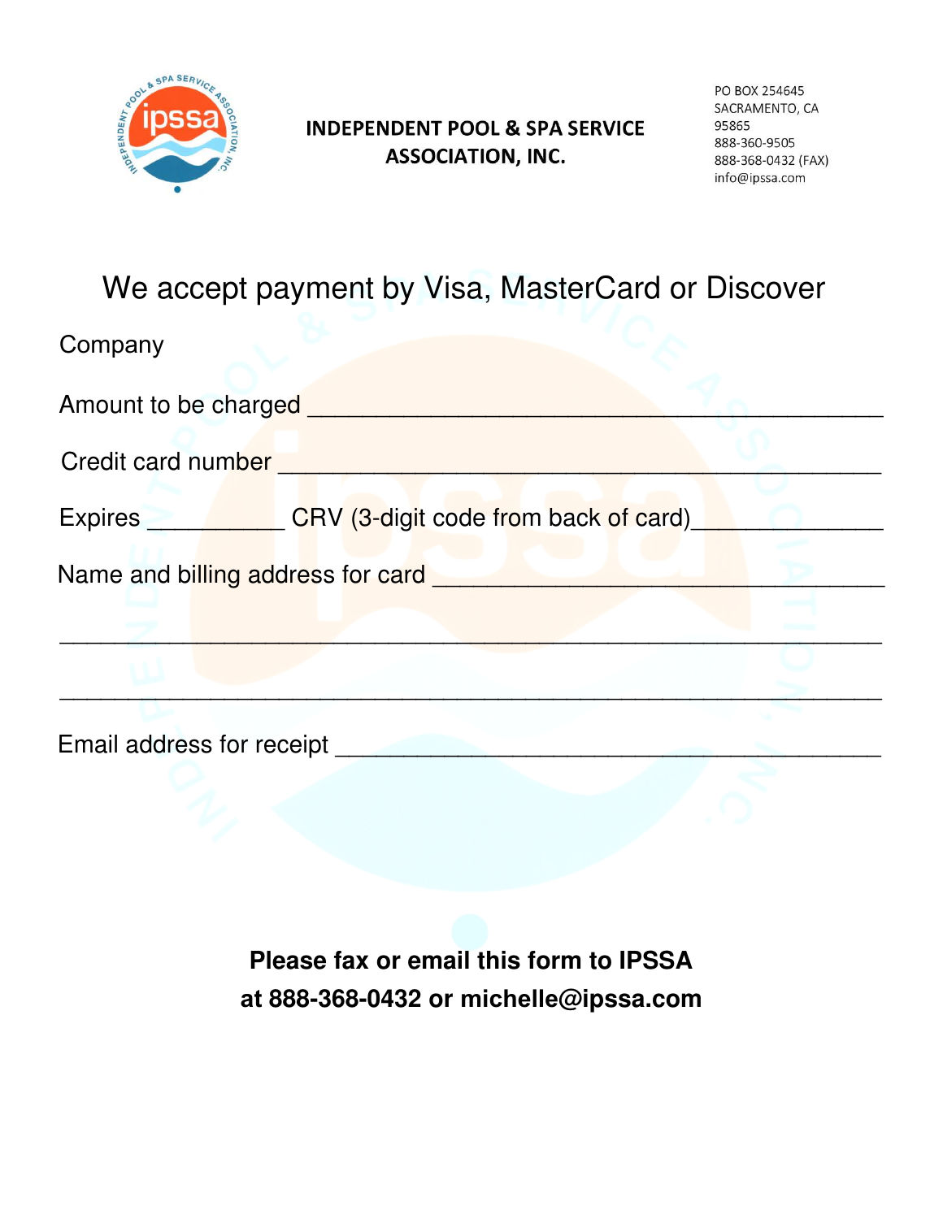**INDEPENDENT POOL & SPA SERVICE ASSOCIATION, INC.**

PO BOX 254645
SACRAMENTO, CA
95865
888-360-9505
888-368-0432 (FAX)
info@ipssa.com

## We accept payment by Visa, MasterCard or Discover

Company

Amount to be charged ________________________________________

Credit card number ________________________________________

Expires __________ CRV (3-digit code from back of card)_____________

Name and billing address for card ________________________________

____________________________________________________________

____________________________________________________________

Email address for receipt ______________________________________

**Please fax or email this form to IPSSA at 888-368-0432 or michelle@ipssa.com**